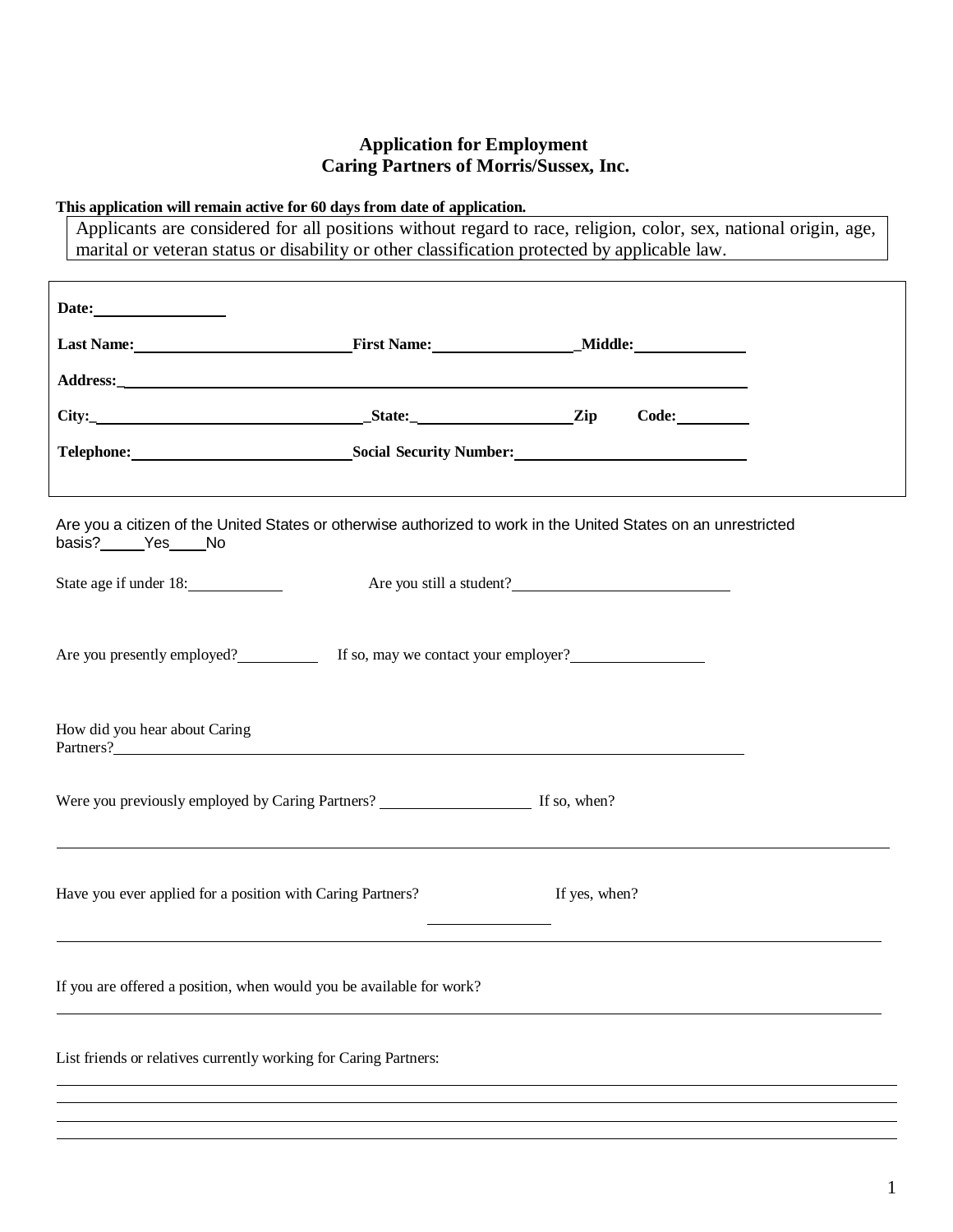# Application for Employment
## Caring Partners of Morris/Sussex, Inc.

**This application will remain active for 60 days from date of application.**

Applicants are considered for all positions without regard to race, religion, color, sex, national origin, age, marital or veteran status or disability or other classification protected by applicable law.

**Date:** ________________

**Last Name:** ____________________ **First Name:** ________________ **Middle:** ____________

**Address:** ____________________________________________________________

**City:** ____________________________ **State:** __________________ **Zip Code:** ________

**Telephone:** ______________________ **Social Security Number:** ______________________

Are you a citizen of the United States or otherwise authorized to work in the United States on an unrestricted basis? _____Yes ____No

State age if under 18: ___________ Are you still a student? __________________________

Are you presently employed? __________ If so, may we contact your employer? ________________

How did you hear about Caring Partners? ____________________________________________________________

Were you previously employed by Caring Partners? __________________ If so, when?

____________________________________________________________

Have you ever applied for a position with Caring Partners? ______________ If yes, when?

____________________________________________________________

If you are offered a position, when would you be available for work?

____________________________________________________________

List friends or relatives currently working for Caring Partners:

____________________________________________________________

____________________________________________________________

____________________________________________________________

____________________________________________________________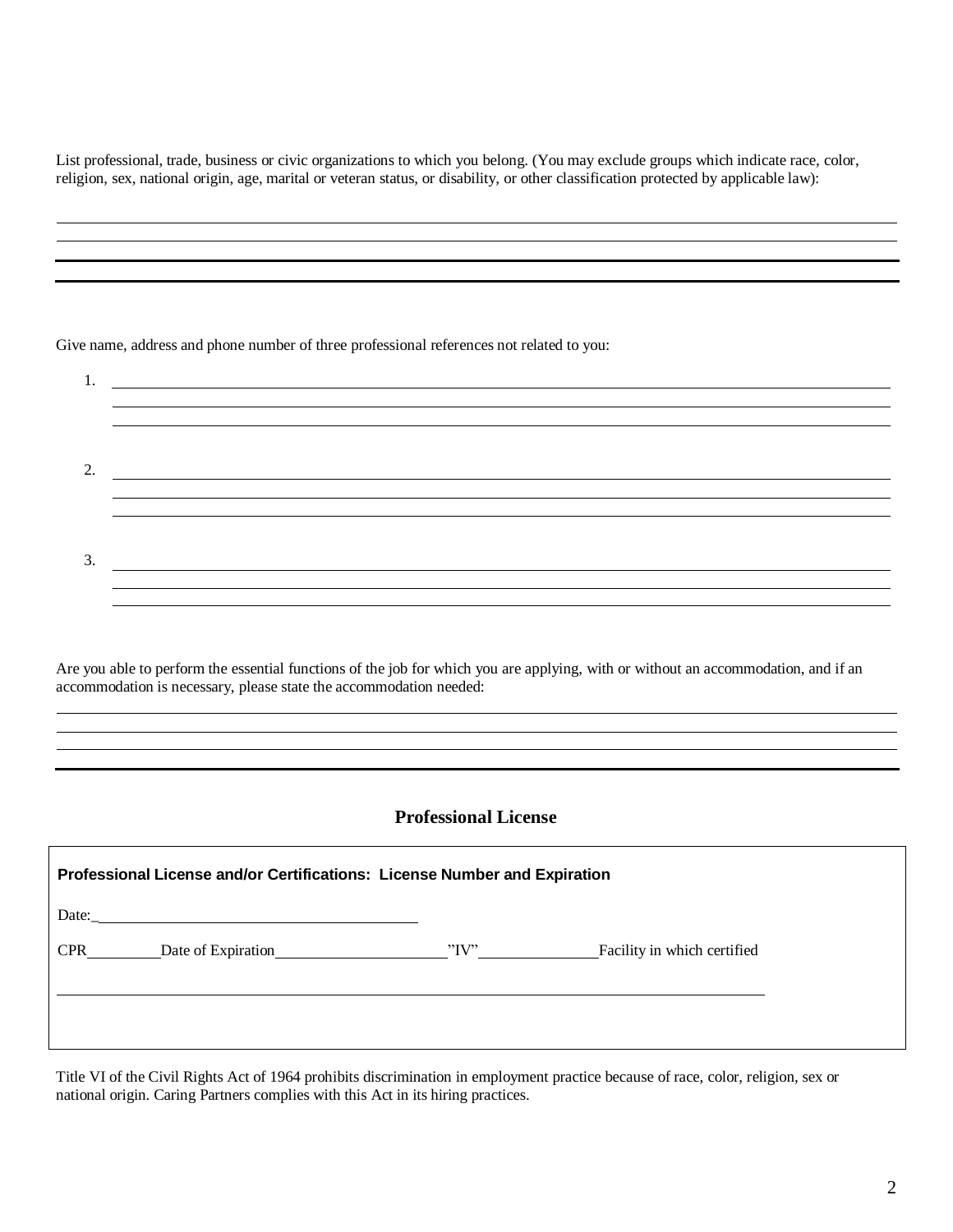List professional, trade, business or civic organizations to which you belong. (You may exclude groups which indicate race, color, religion, sex, national origin, age, marital or veteran status, or disability, or other classification protected by applicable law):

______________________________________________________________________________

______________________________________________________________________________

______________________________________________________________________________

______________________________________________________________________________

Give name, address and phone number of three professional references not related to you:

1. ______________________________________________________________________________

   ______________________________________________________________________________

   ______________________________________________________________________________

2. ______________________________________________________________________________

   ______________________________________________________________________________

   ______________________________________________________________________________

3. ______________________________________________________________________________

   ______________________________________________________________________________

   ______________________________________________________________________________

Are you able to perform the essential functions of the job for which you are applying, with or without an accommodation, and if an accommodation is necessary, please state the accommodation needed:

______________________________________________________________________________

______________________________________________________________________________

______________________________________________________________________________

______________________________________________________________________________

## Professional License

**Professional License and/or Certifications: License Number and Expiration**

Date:_______________________________

CPR_________Date of Expiration_____________________"IV"_______________Facility in which certified

______________________________________________________________________________

Title VI of the Civil Rights Act of 1964 prohibits discrimination in employment practice because of race, color, religion, sex or national origin. Caring Partners complies with this Act in its hiring practices.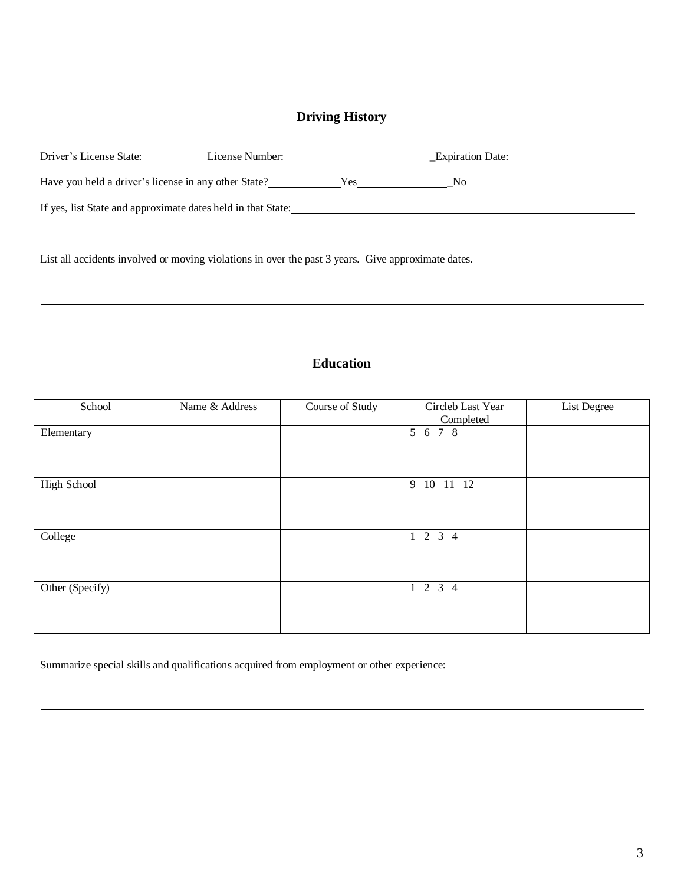## Driving History

Driver's License State:__________ License Number:______________________ Expiration Date:____________________

Have you held a driver's license in any other State?__________ Yes______________ No

If yes, list State and approximate dates held in that State:______________________________________________________

List all accidents involved or moving violations in over the past 3 years. Give approximate dates.

__________________________________________________________________________________________

## Education

| School | Name & Address | Course of Study | Circleb Last Year Completed | List Degree |
|---|---|---|---|---|
| Elementary | | | 5 6 7 8 | |
| High School | | | 9 10 11 12 | |
| College | | | 1 2 3 4 | |
| Other (Specify) | | | 1 2 3 4 | |

Summarize special skills and qualifications acquired from employment or other experience:

__________________________________________________________________________________________
__________________________________________________________________________________________
__________________________________________________________________________________________
__________________________________________________________________________________________
__________________________________________________________________________________________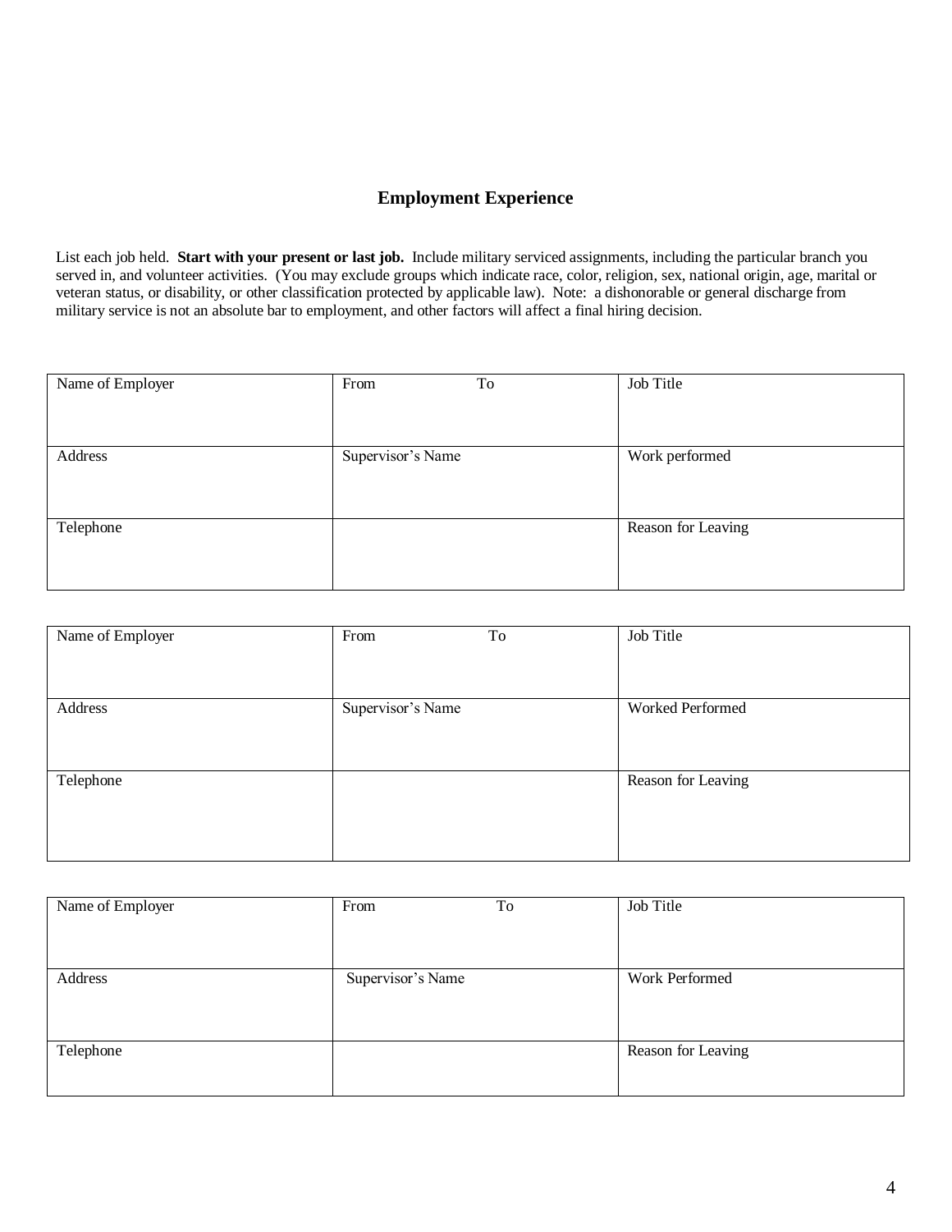## Employment Experience

List each job held. **Start with your present or last job.** Include military serviced assignments, including the particular branch you served in, and volunteer activities. (You may exclude groups which indicate race, color, religion, sex, national origin, age, marital or veteran status, or disability, or other classification protected by applicable law). Note: a dishonorable or general discharge from military service is not an absolute bar to employment, and other factors will affect a final hiring decision.

| Name of Employer | From To | Job Title |
|---|---|---|
| Address | Supervisor's Name | Work performed |
| Telephone | | Reason for Leaving |

| Name of Employer | From To | Job Title |
|---|---|---|
| Address | Supervisor's Name | Worked Performed |
| Telephone | | Reason for Leaving |

| Name of Employer | From To | Job Title |
|---|---|---|
| Address | Supervisor's Name | Work Performed |
| Telephone | | Reason for Leaving |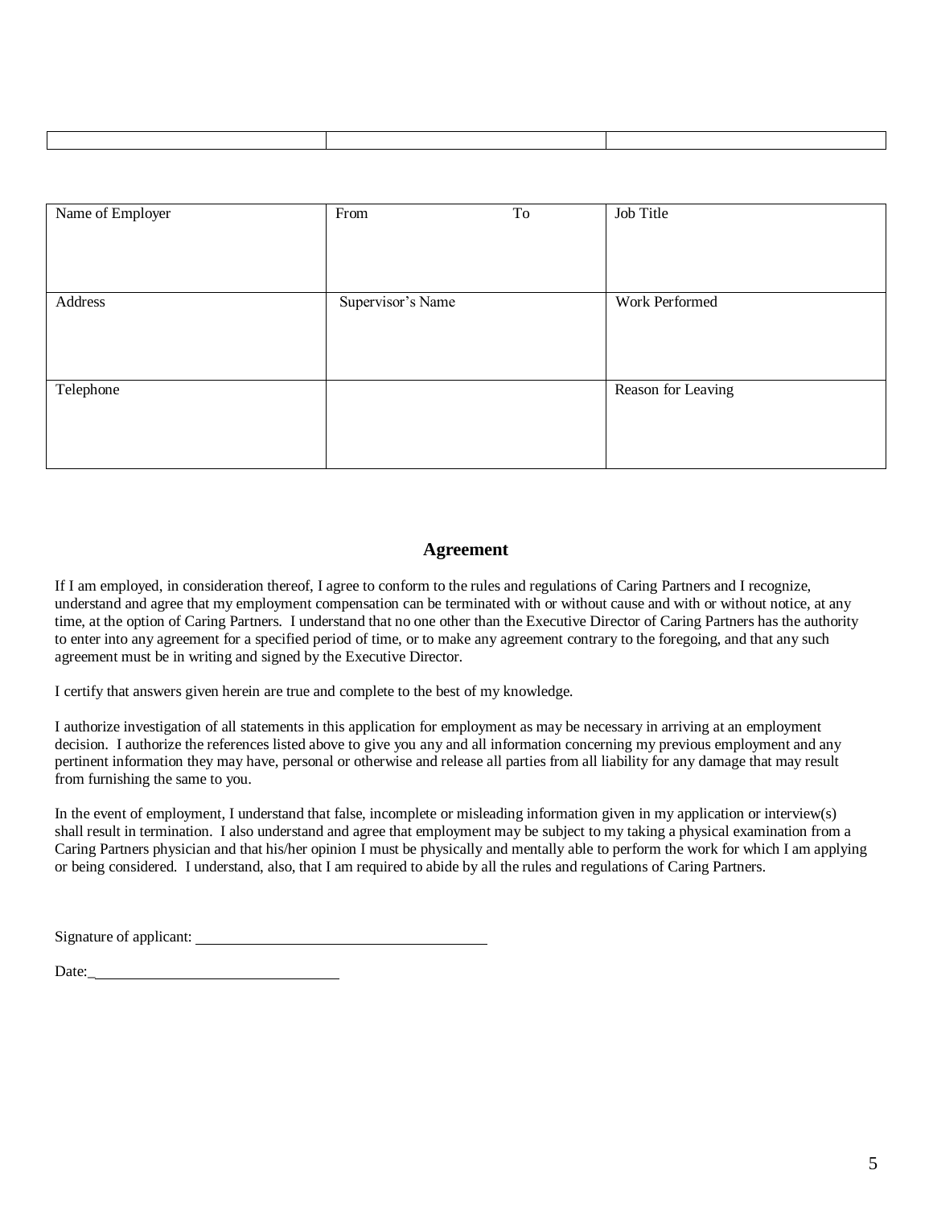| | | |
|---|---|---|
| | | |

| | | |
|---|---|---|
| Name of Employer | From To | Job Title |
| Address | Supervisor's Name | Work Performed |
| Telephone | | Reason for Leaving |

## Agreement

If I am employed, in consideration thereof, I agree to conform to the rules and regulations of Caring Partners and I recognize, understand and agree that my employment compensation can be terminated with or without cause and with or without notice, at any time, at the option of Caring Partners. I understand that no one other than the Executive Director of Caring Partners has the authority to enter into any agreement for a specified period of time, or to make any agreement contrary to the foregoing, and that any such agreement must be in writing and signed by the Executive Director.

I certify that answers given herein are true and complete to the best of my knowledge.

I authorize investigation of all statements in this application for employment as may be necessary in arriving at an employment decision. I authorize the references listed above to give you any and all information concerning my previous employment and any pertinent information they may have, personal or otherwise and release all parties from all liability for any damage that may result from furnishing the same to you.

In the event of employment, I understand that false, incomplete or misleading information given in my application or interview(s) shall result in termination. I also understand and agree that employment may be subject to my taking a physical examination from a Caring Partners physician and that his/her opinion I must be physically and mentally able to perform the work for which I am applying or being considered. I understand, also, that I am required to abide by all the rules and regulations of Caring Partners.

Signature of applicant: ______________________________

Date:_______________________________